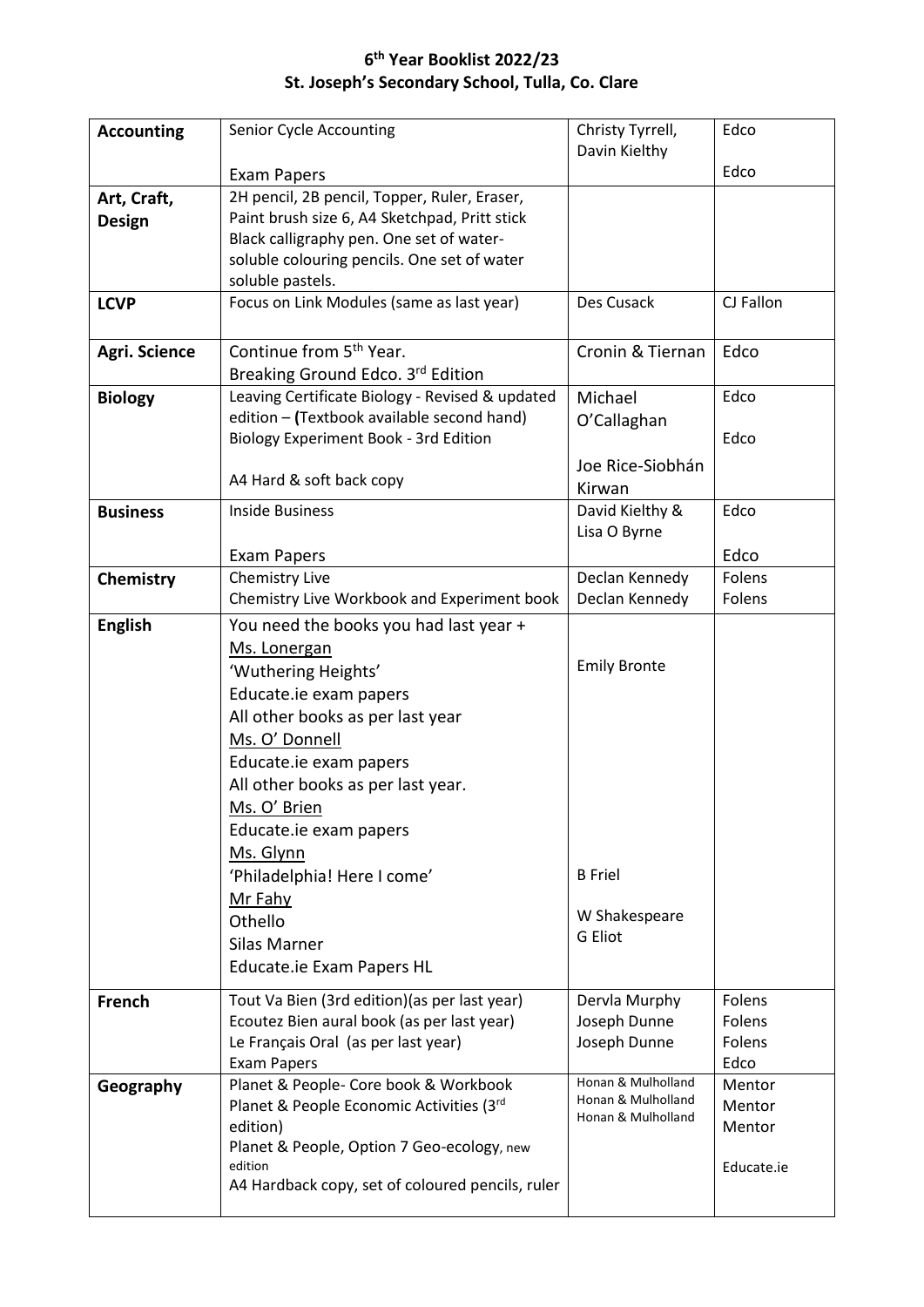# 6th Year Booklist 2022/23

## St. Joseph's Secondary School, Tulla, Co. Clare

| | | | |
|---|---|---|---|
| **Accounting** | Senior Cycle Accounting<br><br>Exam Papers | Christy Tyrrell, Davin Kielthy | Edco<br><br>Edco |
| **Art, Craft, Design** | 2H pencil, 2B pencil, Topper, Ruler, Eraser, Paint brush size 6, A4 Sketchpad, Pritt stick Black calligraphy pen. One set of water-soluble colouring pencils. One set of water soluble pastels. | | |
| **LCVP** | Focus on Link Modules (same as last year) | Des Cusack | CJ Fallon |
| **Agri. Science** | Continue from 5th Year.<br>Breaking Ground Edco. 3rd Edition | Cronin & Tiernan | Edco |
| **Biology** | Leaving Certificate Biology - Revised & updated edition – (Textbook available second hand)<br>Biology Experiment Book - 3rd Edition<br><br>A4 Hard & soft back copy | Michael O'Callaghan<br><br>Joe Rice-Siobhán Kirwan | Edco<br><br>Edco |
| **Business** | Inside Business<br><br>Exam Papers | David Kielthy & Lisa O Byrne | Edco<br><br>Edco |
| **Chemistry** | Chemistry Live<br>Chemistry Live Workbook and Experiment book | Declan Kennedy<br>Declan Kennedy | Folens<br>Folens |
| **English** | You need the books you had last year +<br><u>Ms. Lonergan</u><br>'Wuthering Heights'<br>Educate.ie exam papers<br>All other books as per last year<br><u>Ms. O' Donnell</u><br>Educate.ie exam papers<br>All other books as per last year.<br><u>Ms. O' Brien</u><br>Educate.ie exam papers<br><u>Ms. Glynn</u><br>'Philadelphia! Here I come'<br><u>Mr Fahy</u><br>Othello<br>Silas Marner<br>Educate.ie Exam Papers HL | Emily Bronte<br><br><br><br><br><br><br><br><br>B Friel<br><br>W Shakespeare<br>G Eliot | |
| **French** | Tout Va Bien (3rd edition)(as per last year)<br>Ecoutez Bien aural book (as per last year)<br>Le Français Oral (as per last year)<br>Exam Papers | Dervla Murphy<br>Joseph Dunne<br>Joseph Dunne | Folens<br>Folens<br>Folens<br>Edco |
| **Geography** | Planet & People- Core book & Workbook<br>Planet & People Economic Activities (3rd edition)<br>Planet & People, Option 7 Geo-ecology, new edition<br>A4 Hardback copy, set of coloured pencils, ruler | Honan & Mulholland<br>Honan & Mulholland<br>Honan & Mulholland | Mentor<br>Mentor<br>Mentor<br><br>Educate.ie |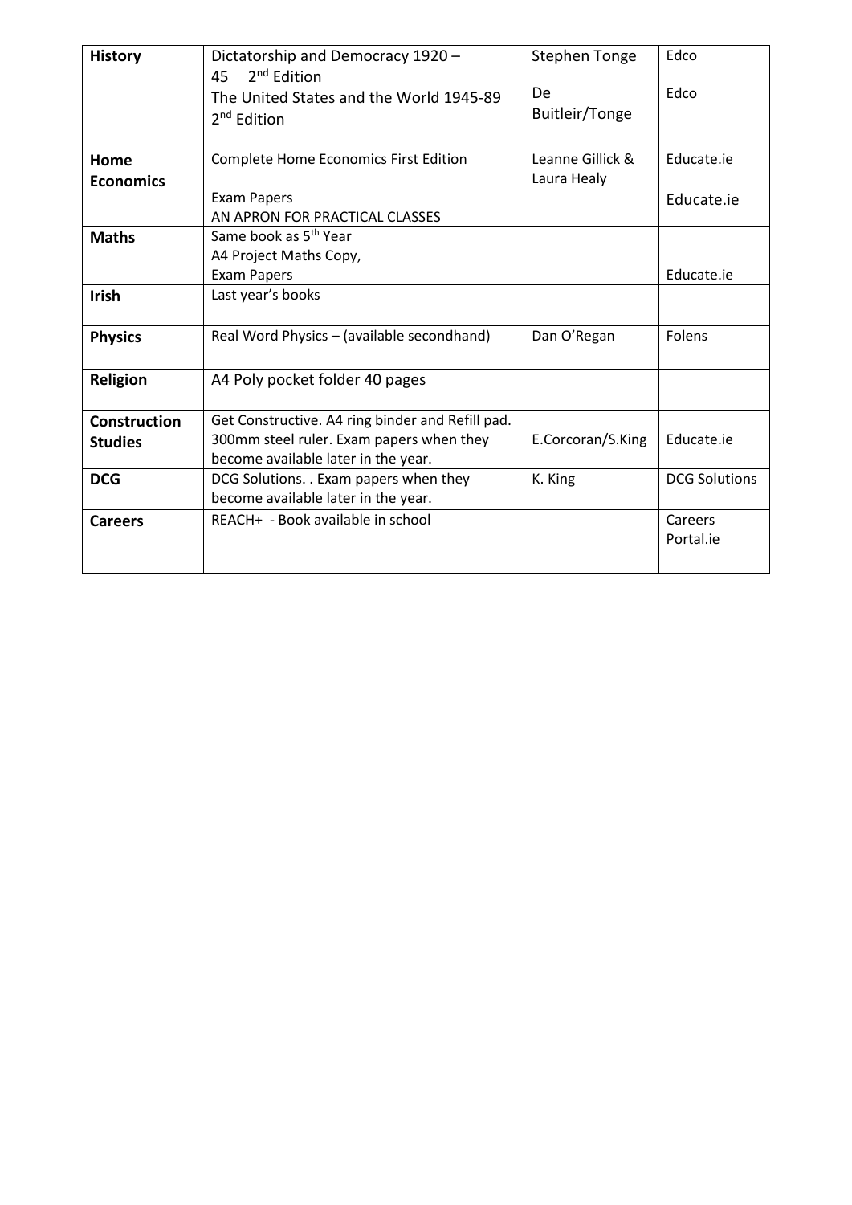| | | | |
|---|---|---|---|
| **History** | Dictatorship and Democracy 1920 – 45 2nd Edition<br>The United States and the World 1945-89 2nd Edition | Stephen Tonge<br><br>De Buitleir/Tonge | Edco<br><br>Edco |
| **Home Economics** | Complete Home Economics First Edition<br><br>Exam Papers<br>AN APRON FOR PRACTICAL CLASSES | Leanne Gillick & Laura Healy | Educate.ie<br><br>Educate.ie |
| **Maths** | Same book as 5th Year<br>A4 Project Maths Copy,<br>Exam Papers | | Educate.ie |
| **Irish** | Last year's books | | |
| **Physics** | Real Word Physics – (available secondhand) | Dan O'Regan | Folens |
| **Religion** | A4 Poly pocket folder 40 pages | | |
| **Construction Studies** | Get Constructive. A4 ring binder and Refill pad. 300mm steel ruler. Exam papers when they become available later in the year. | E.Corcoran/S.King | Educate.ie |
| **DCG** | DCG Solutions. . Exam papers when they become available later in the year. | K. King | DCG Solutions |
| **Careers** | REACH+ - Book available in school | | Careers Portal.ie |